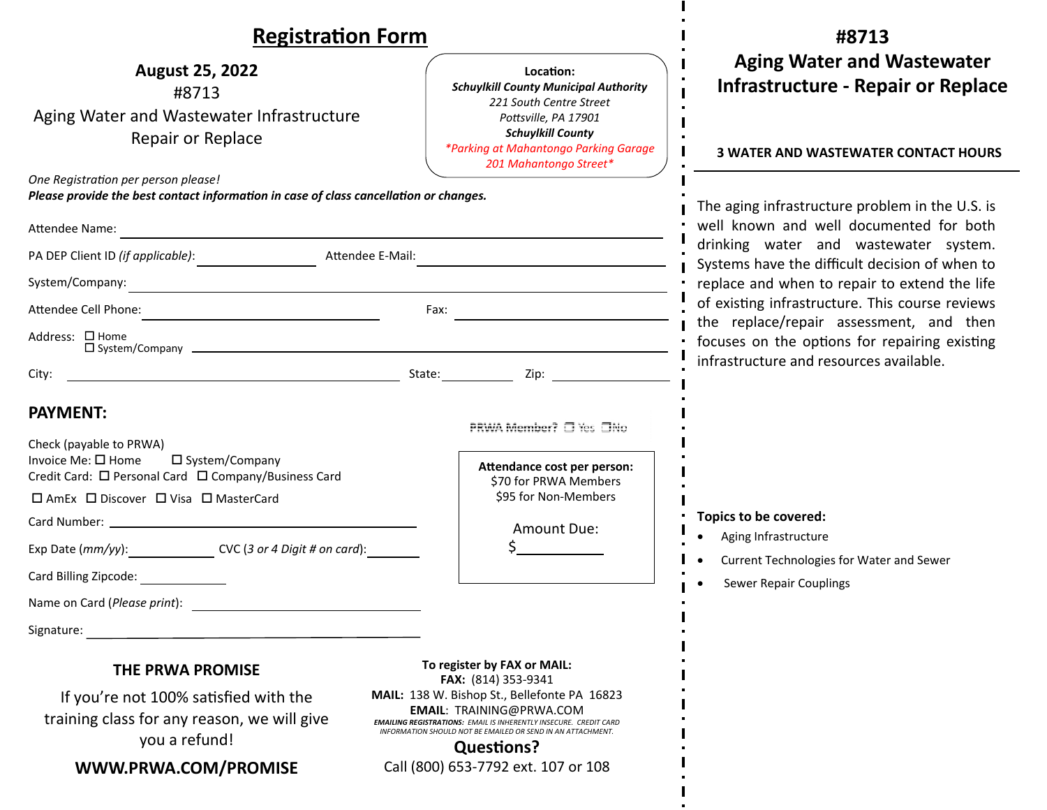# Registration Form

**August 25, 2022**

#8713

Aging Water and Wastewater Infrastructure Repair or Replace

**Location:**
***Schuylkill County Municipal Authority***
*221 South Centre Street*
*Pottsville, PA 17901*
***Schuylkill County***
*\*Parking at Mahantongo Parking Garage 201 Mahantongo Street\**

*One Registration per person please!*
***Please provide the best contact information in case of class cancellation or changes.***

Attendee Name: ______________________________

PA DEP Client ID *(if applicable)*: ______________ Attendee E-Mail: ______________

System/Company: ______________________________

Attendee Cell Phone: ______________ Fax: ______________

Address: ☐ Home ☐ System/Company ______________________________

City: ______________ State: ______ Zip: ______

## PAYMENT:

PRWA Member? ☐ Yes ☐ No

Check (payable to PRWA)
Invoice Me: ☐ Home ☐ System/Company
Credit Card: ☐ Personal Card ☐ Company/Business Card

☐ AmEx ☐ Discover ☐ Visa ☐ MasterCard

Card Number: ______________________________

Exp Date (*mm/yy*): __________ CVC (*3 or 4 Digit # on card*): ______

Card Billing Zipcode: __________

Name on Card (*Please print*): ______________________________

Signature: ______________________________

**Attendance cost per person:**
$70 for PRWA Members
$95 for Non-Members

Amount Due:
$__________

### THE PRWA PROMISE

If you're not 100% satisfied with the training class for any reason, we will give you a refund!

**WWW.PRWA.COM/PROMISE**

**To register by FAX or MAIL:**
**FAX:** (814) 353-9341
**MAIL:** 138 W. Bishop St., Bellefonte PA 16823
**EMAIL**: TRAINING@PRWA.COM

***EMAILING REGISTRATIONS:*** *EMAIL IS INHERENTLY INSECURE. CREDIT CARD INFORMATION SHOULD NOT BE EMAILED OR SEND IN AN ATTACHMENT.*

**Questions?**
Call (800) 653-7792 ext. 107 or 108

# #8713 Aging Water and Wastewater Infrastructure - Repair or Replace

**3 WATER AND WASTEWATER CONTACT HOURS**

The aging infrastructure problem in the U.S. is well known and well documented for both drinking water and wastewater system. Systems have the difficult decision of when to replace and when to repair to extend the life of existing infrastructure. This course reviews the replace/repair assessment, and then focuses on the options for repairing existing infrastructure and resources available.

**Topics to be covered:**

- Aging Infrastructure
- Current Technologies for Water and Sewer
- Sewer Repair Couplings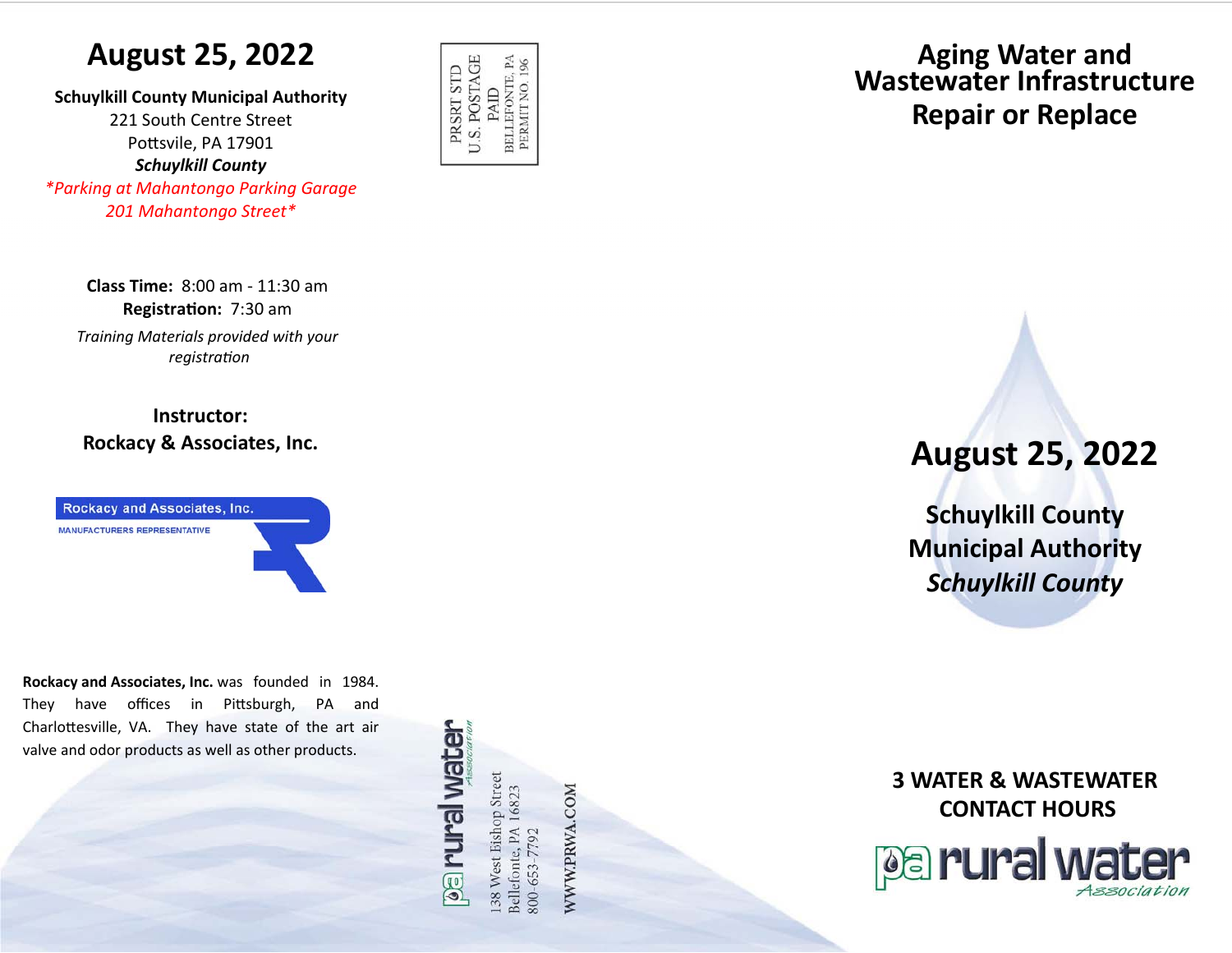# August 25, 2022

**Schuylkill County Municipal Authority**
221 South Centre Street
Pottsvile, PA 17901
***Schuylkill County***
*\*Parking at Mahantongo Parking Garage 201 Mahantongo Street\**

**Class Time:** 8:00 am - 11:30 am
**Registration:** 7:30 am
*Training Materials provided with your registration*

**Instructor:**
**Rockacy & Associates, Inc.**

Rockacy and Associates, Inc.
MANUFACTURERS REPRESENTATIVE

**Rockacy and Associates, Inc.** was founded in 1984. They have offices in Pittsburgh, PA and Charlottesville, VA. They have state of the art air valve and odor products as well as other products.

PRSRT STD
U.S. POSTAGE
PAID
BELLEFONTE, PA
PERMIT NO. 196

pa rural water Association
138 West Bishop Street
Bellefonte, PA 16823
800-653-7792

WWW.PRWA.COM

# Aging Water and Wastewater Infrastructure Repair or Replace

## August 25, 2022

**Schuylkill County Municipal Authority**
***Schuylkill County***

**3 WATER & WASTEWATER CONTACT HOURS**

pa rural water Association